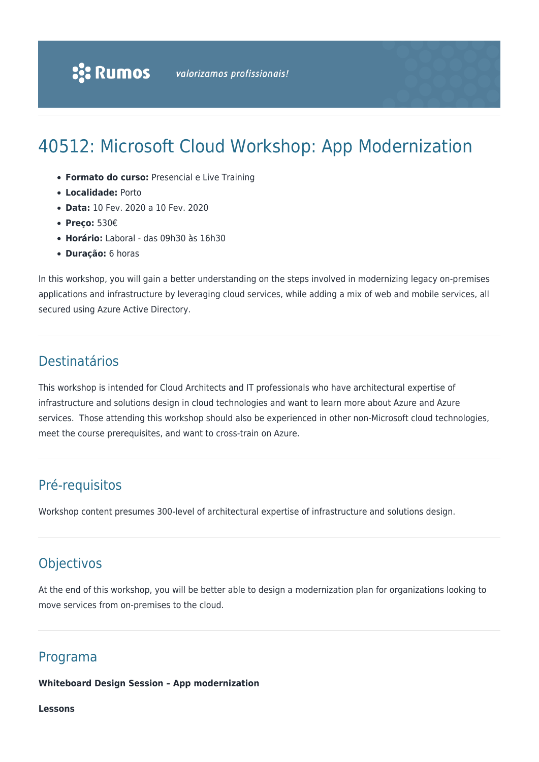# 40512: Microsoft Cloud Workshop: App Modernization

- **Formato do curso:** Presencial e Live Training
- **Localidade:** Porto
- **Data:** 10 Fev. 2020 a 10 Fev. 2020
- **Preço:** 530€
- **Horário:** Laboral - das 09h30 às 16h30
- **Duração:** 6 horas

In this workshop, you will gain a better understanding on the steps involved in modernizing legacy on-premises applications and infrastructure by leveraging cloud services, while adding a mix of web and mobile services, all secured using Azure Active Directory.

## Destinatários

This workshop is intended for Cloud Architects and IT professionals who have architectural expertise of infrastructure and solutions design in cloud technologies and want to learn more about Azure and Azure services. Those attending this workshop should also be experienced in other non-Microsoft cloud technologies, meet the course prerequisites, and want to cross-train on Azure.

## Pré-requisitos

Workshop content presumes 300-level of architectural expertise of infrastructure and solutions design.

## Objectivos

At the end of this workshop, you will be better able to design a modernization plan for organizations looking to move services from on-premises to the cloud.

## Programa

**Whiteboard Design Session – App modernization**

**Lessons**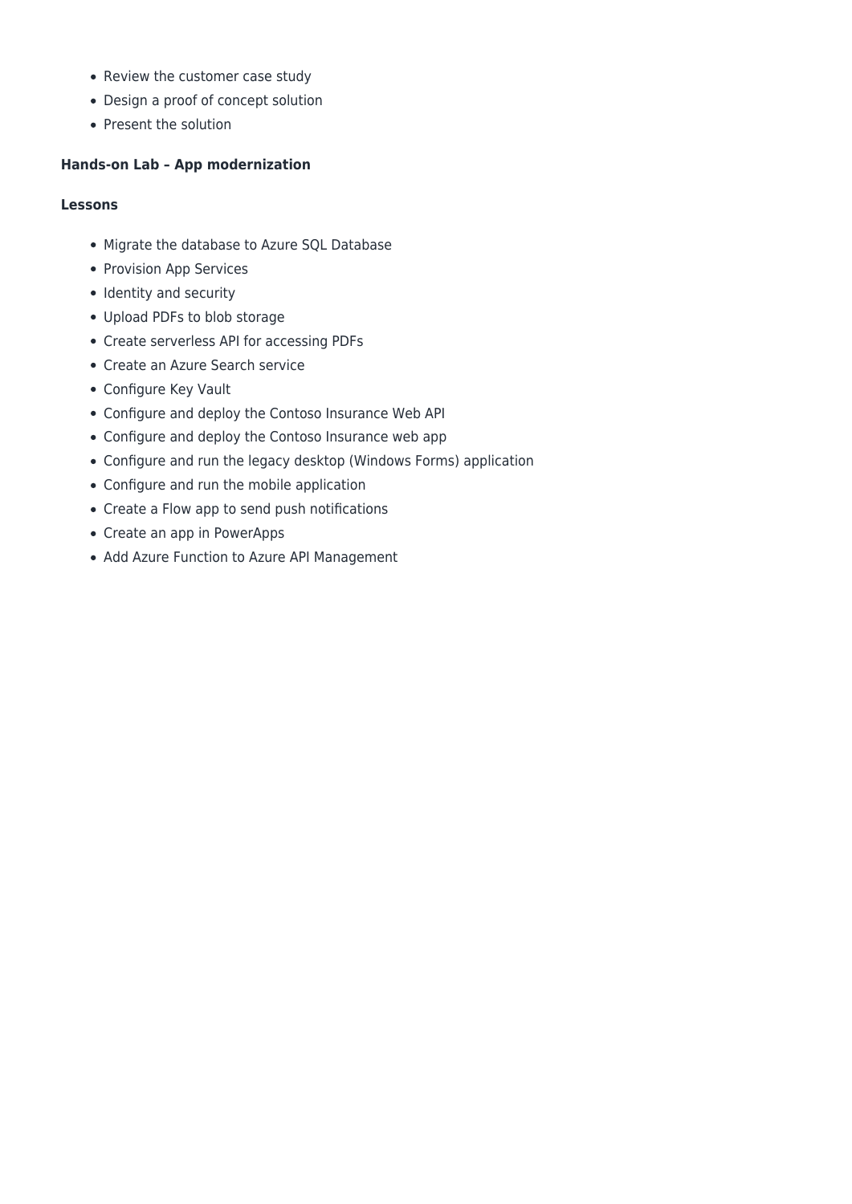- Review the customer case study
- Design a proof of concept solution
- Present the solution

**Hands-on Lab – App modernization**

**Lessons**

- Migrate the database to Azure SQL Database
- Provision App Services
- Identity and security
- Upload PDFs to blob storage
- Create serverless API for accessing PDFs
- Create an Azure Search service
- Configure Key Vault
- Configure and deploy the Contoso Insurance Web API
- Configure and deploy the Contoso Insurance web app
- Configure and run the legacy desktop (Windows Forms) application
- Configure and run the mobile application
- Create a Flow app to send push notifications
- Create an app in PowerApps
- Add Azure Function to Azure API Management